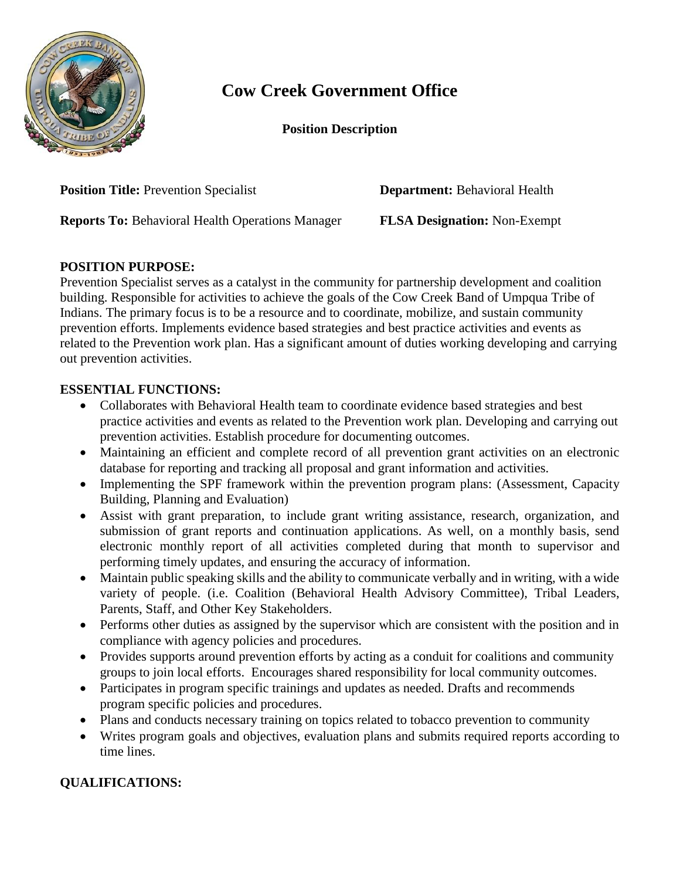# Cow Creek Government Office

**Position Description**

**Position Title:** Prevention Specialist

**Department:** Behavioral Health

**Reports To:** Behavioral Health Operations Manager

**FLSA Designation:** Non-Exempt

## POSITION PURPOSE:

Prevention Specialist serves as a catalyst in the community for partnership development and coalition building. Responsible for activities to achieve the goals of the Cow Creek Band of Umpqua Tribe of Indians. The primary focus is to be a resource and to coordinate, mobilize, and sustain community prevention efforts. Implements evidence based strategies and best practice activities and events as related to the Prevention work plan. Has a significant amount of duties working developing and carrying out prevention activities.

## ESSENTIAL FUNCTIONS:

- Collaborates with Behavioral Health team to coordinate evidence based strategies and best practice activities and events as related to the Prevention work plan. Developing and carrying out prevention activities. Establish procedure for documenting outcomes.
- Maintaining an efficient and complete record of all prevention grant activities on an electronic database for reporting and tracking all proposal and grant information and activities.
- Implementing the SPF framework within the prevention program plans: (Assessment, Capacity Building, Planning and Evaluation)
- Assist with grant preparation, to include grant writing assistance, research, organization, and submission of grant reports and continuation applications. As well, on a monthly basis, send electronic monthly report of all activities completed during that month to supervisor and performing timely updates, and ensuring the accuracy of information.
- Maintain public speaking skills and the ability to communicate verbally and in writing, with a wide variety of people. (i.e. Coalition (Behavioral Health Advisory Committee), Tribal Leaders, Parents, Staff, and Other Key Stakeholders.
- Performs other duties as assigned by the supervisor which are consistent with the position and in compliance with agency policies and procedures.
- Provides supports around prevention efforts by acting as a conduit for coalitions and community groups to join local efforts. Encourages shared responsibility for local community outcomes.
- Participates in program specific trainings and updates as needed. Drafts and recommends program specific policies and procedures.
- Plans and conducts necessary training on topics related to tobacco prevention to community
- Writes program goals and objectives, evaluation plans and submits required reports according to time lines.

## QUALIFICATIONS: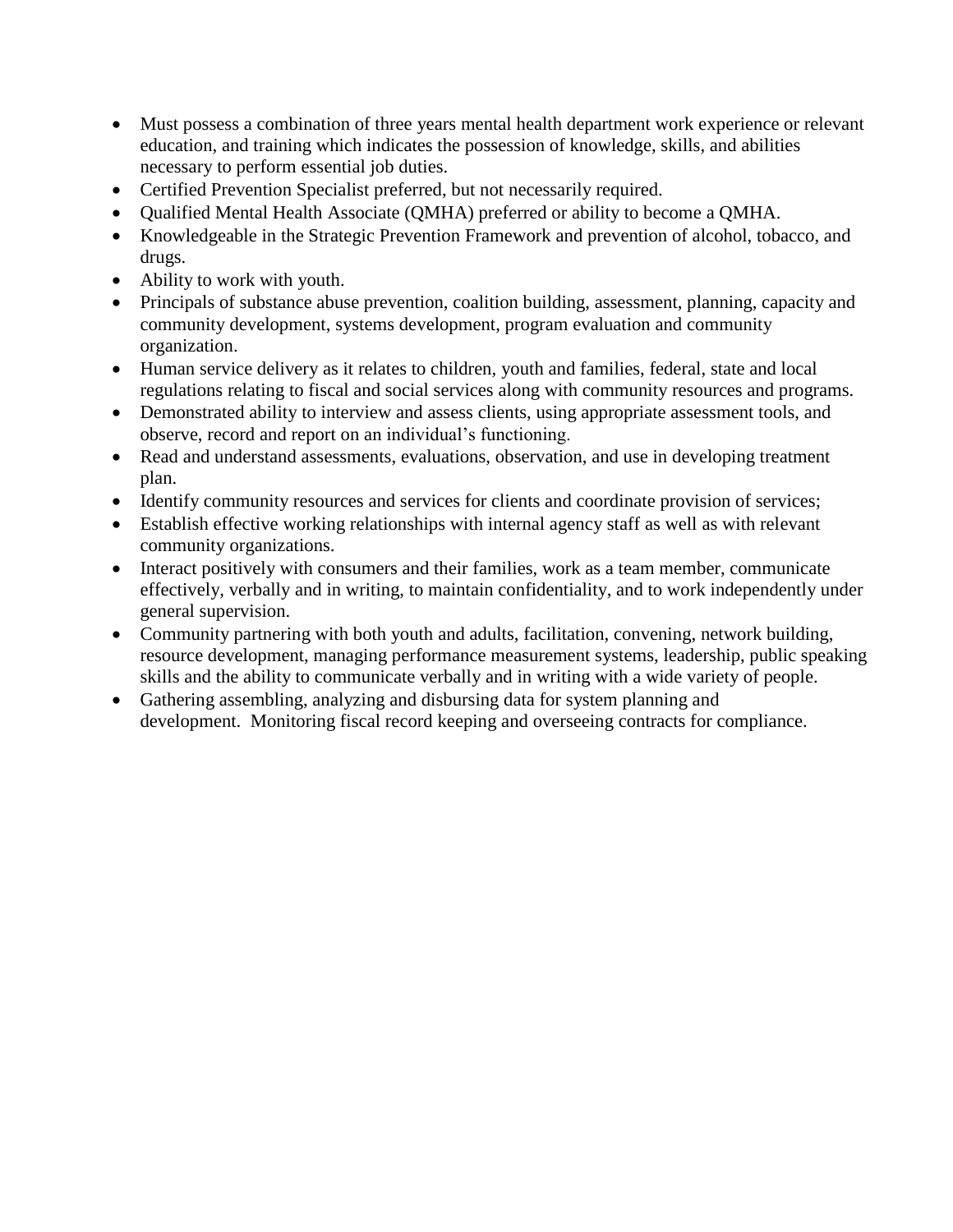- Must possess a combination of three years mental health department work experience or relevant education, and training which indicates the possession of knowledge, skills, and abilities necessary to perform essential job duties.
- Certified Prevention Specialist preferred, but not necessarily required.
- Qualified Mental Health Associate (QMHA) preferred or ability to become a QMHA.
- Knowledgeable in the Strategic Prevention Framework and prevention of alcohol, tobacco, and drugs.
- Ability to work with youth.
- Principals of substance abuse prevention, coalition building, assessment, planning, capacity and community development, systems development, program evaluation and community organization.
- Human service delivery as it relates to children, youth and families, federal, state and local regulations relating to fiscal and social services along with community resources and programs.
- Demonstrated ability to interview and assess clients, using appropriate assessment tools, and observe, record and report on an individual's functioning.
- Read and understand assessments, evaluations, observation, and use in developing treatment plan.
- Identify community resources and services for clients and coordinate provision of services;
- Establish effective working relationships with internal agency staff as well as with relevant community organizations.
- Interact positively with consumers and their families, work as a team member, communicate effectively, verbally and in writing, to maintain confidentiality, and to work independently under general supervision.
- Community partnering with both youth and adults, facilitation, convening, network building, resource development, managing performance measurement systems, leadership, public speaking skills and the ability to communicate verbally and in writing with a wide variety of people.
- Gathering assembling, analyzing and disbursing data for system planning and development. Monitoring fiscal record keeping and overseeing contracts for compliance.